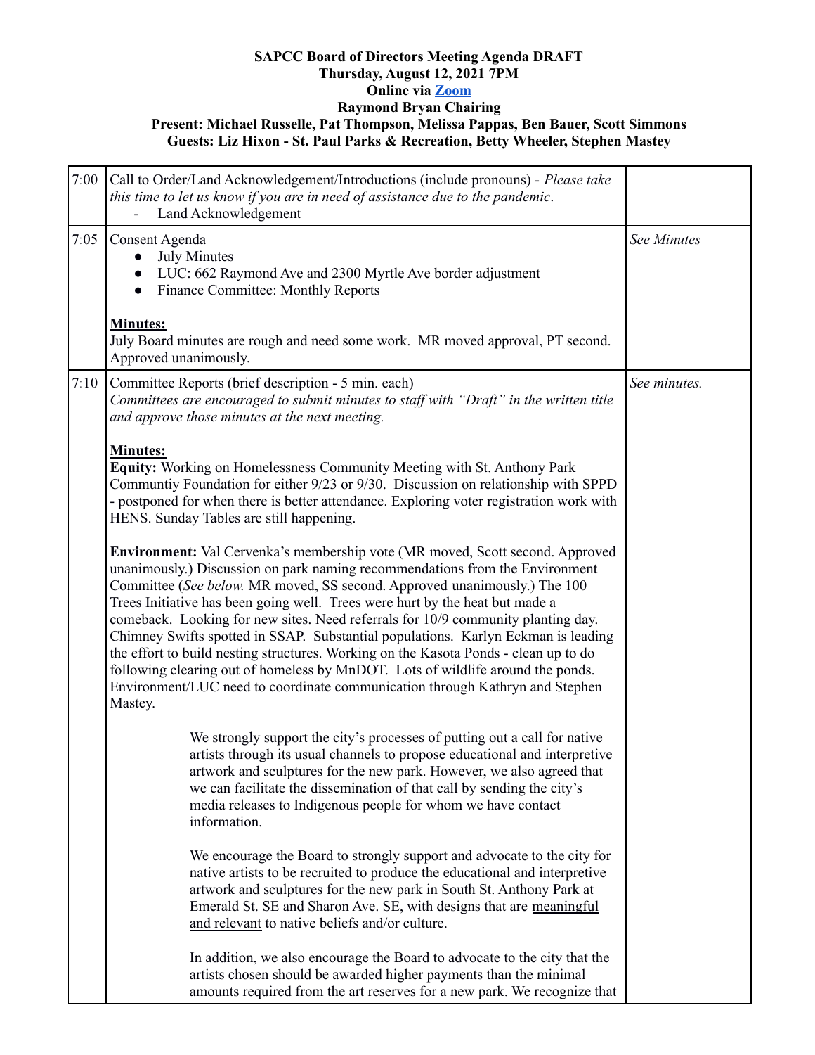**SAPCC Board of Directors Meeting Agenda DRAFT**
**Thursday, August 12, 2021 7PM**
**Online via [Zoom]**
**Raymond Bryan Chairing**
**Present: Michael Russelle, Pat Thompson, Melissa Pappas, Ben Bauer, Scott Simmons**
**Guests: Liz Hixon - St. Paul Parks & Recreation, Betty Wheeler, Stephen Mastey**

| | | |
|---|---|---|
| 7:00 | Call to Order/Land Acknowledgement/Introductions (include pronouns) - *Please take this time to let us know if you are in need of assistance due to the pandemic*.<br>- Land Acknowledgement | |
| 7:05 | Consent Agenda<br>● July Minutes<br>● LUC: 662 Raymond Ave and 2300 Myrtle Ave border adjustment<br>● Finance Committee: Monthly Reports<br><br>**Minutes:**<br>July Board minutes are rough and need some work. MR moved approval, PT second. Approved unanimously. | *See Minutes* |
| 7:10 | Committee Reports (brief description - 5 min. each)<br>*Committees are encouraged to submit minutes to staff with "Draft" in the written title and approve those minutes at the next meeting.*<br><br>**Minutes:**<br>**Equity:** Working on Homelessness Community Meeting with St. Anthony Park Communtiy Foundation for either 9/23 or 9/30. Discussion on relationship with SPPD - postponed for when there is better attendance. Exploring voter registration work with HENS. Sunday Tables are still happening.<br><br>**Environment:** Val Cervenka's membership vote (MR moved, Scott second. Approved unanimously.) Discussion on park naming recommendations from the Environment Committee (*See below.* MR moved, SS second. Approved unanimously.) The 100 Trees Initiative has been going well. Trees were hurt by the heat but made a comeback. Looking for new sites. Need referrals for 10/9 community planting day. Chimney Swifts spotted in SSAP. Substantial populations. Karlyn Eckman is leading the effort to build nesting structures. Working on the Kasota Ponds - clean up to do following clearing out of homeless by MnDOT. Lots of wildlife around the ponds. Environment/LUC need to coordinate communication through Kathryn and Stephen Mastey.<br><br>We strongly support the city's processes of putting out a call for native artists through its usual channels to propose educational and interpretive artwork and sculptures for the new park. However, we also agreed that we can facilitate the dissemination of that call by sending the city's media releases to Indigenous people for whom we have contact information.<br><br>We encourage the Board to strongly support and advocate to the city for native artists to be recruited to produce the educational and interpretive artwork and sculptures for the new park in South St. Anthony Park at Emerald St. SE and Sharon Ave. SE, with designs that are <u>meaningful and relevant</u> to native beliefs and/or culture.<br><br>In addition, we also encourage the Board to advocate to the city that the artists chosen should be awarded higher payments than the minimal amounts required from the art reserves for a new park. We recognize that | *See minutes.* |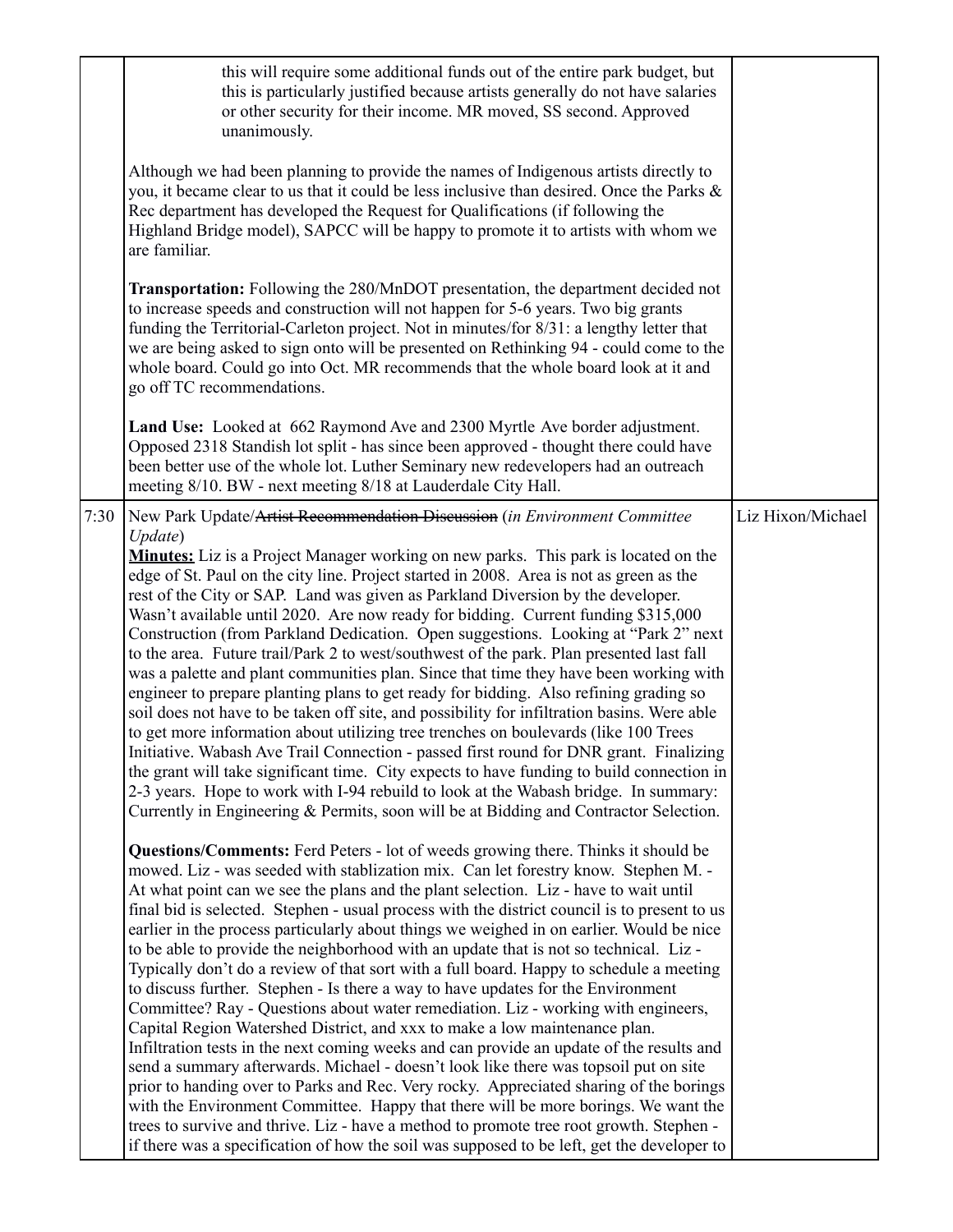| | | |
|---|---|---|
| | this will require some additional funds out of the entire park budget, but this is particularly justified because artists generally do not have salaries or other security for their income. MR moved, SS second. Approved unanimously.<br><br>Although we had been planning to provide the names of Indigenous artists directly to you, it became clear to us that it could be less inclusive than desired. Once the Parks & Rec department has developed the Request for Qualifications (if following the Highland Bridge model), SAPCC will be happy to promote it to artists with whom we are familiar.<br><br>**Transportation:** Following the 280/MnDOT presentation, the department decided not to increase speeds and construction will not happen for 5-6 years. Two big grants funding the Territorial-Carleton project. Not in minutes/for 8/31: a lengthy letter that we are being asked to sign onto will be presented on Rethinking 94 - could come to the whole board. Could go into Oct. MR recommends that the whole board look at it and go off TC recommendations.<br><br>**Land Use:** Looked at 662 Raymond Ave and 2300 Myrtle Ave border adjustment. Opposed 2318 Standish lot split - has since been approved - thought there could have been better use of the whole lot. Luther Seminary new redevelopers had an outreach meeting 8/10. BW - next meeting 8/18 at Lauderdale City Hall. | |
| 7:30 | New Park Update/~~Artist Recommendation Discussion~~ (*in Environment Committee Update*)<br>**Minutes:** Liz is a Project Manager working on new parks. This park is located on the edge of St. Paul on the city line. Project started in 2008. Area is not as green as the rest of the City or SAP. Land was given as Parkland Diversion by the developer. Wasn't available until 2020. Are now ready for bidding. Current funding $315,000 Construction (from Parkland Dedication. Open suggestions. Looking at "Park 2" next to the area. Future trail/Park 2 to west/southwest of the park. Plan presented last fall was a palette and plant communities plan. Since that time they have been working with engineer to prepare planting plans to get ready for bidding. Also refining grading so soil does not have to be taken off site, and possibility for infiltration basins. Were able to get more information about utilizing tree trenches on boulevards (like 100 Trees Initiative. Wabash Ave Trail Connection - passed first round for DNR grant. Finalizing the grant will take significant time. City expects to have funding to build connection in 2-3 years. Hope to work with I-94 rebuild to look at the Wabash bridge. In summary: Currently in Engineering & Permits, soon will be at Bidding and Contractor Selection.<br><br>**Questions/Comments:** Ferd Peters - lot of weeds growing there. Thinks it should be mowed. Liz - was seeded with stablization mix. Can let forestry know. Stephen M. - At what point can we see the plans and the plant selection. Liz - have to wait until final bid is selected. Stephen - usual process with the district council is to present to us earlier in the process particularly about things we weighed in on earlier. Would be nice to be able to provide the neighborhood with an update that is not so technical. Liz - Typically don't do a review of that sort with a full board. Happy to schedule a meeting to discuss further. Stephen - Is there a way to have updates for the Environment Committee? Ray - Questions about water remediation. Liz - working with engineers, Capital Region Watershed District, and xxx to make a low maintenance plan. Infiltration tests in the next coming weeks and can provide an update of the results and send a summary afterwards. Michael - doesn't look like there was topsoil put on site prior to handing over to Parks and Rec. Very rocky. Appreciated sharing of the borings with the Environment Committee. Happy that there will be more borings. We want the trees to survive and thrive. Liz - have a method to promote tree root growth. Stephen - if there was a specification of how the soil was supposed to be left, get the developer to | Liz Hixon/Michael |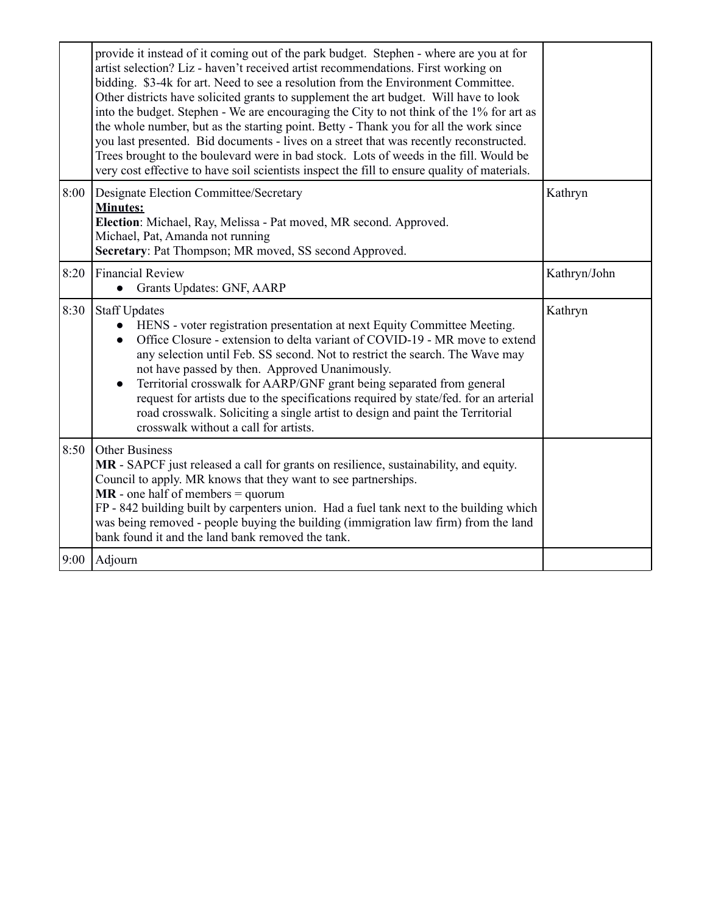| | | |
|---|---|---|
| | provide it instead of it coming out of the park budget. Stephen - where are you at for artist selection? Liz - haven't received artist recommendations. First working on bidding. $3-4k for art. Need to see a resolution from the Environment Committee. Other districts have solicited grants to supplement the art budget. Will have to look into the budget. Stephen - We are encouraging the City to not think of the 1% for art as the whole number, but as the starting point. Betty - Thank you for all the work since you last presented. Bid documents - lives on a street that was recently reconstructed. Trees brought to the boulevard were in bad stock. Lots of weeds in the fill. Would be very cost effective to have soil scientists inspect the fill to ensure quality of materials. | |
| 8:00 | Designate Election Committee/Secretary<br>**<u>Minutes:</u>**<br>**Election**: Michael, Ray, Melissa - Pat moved, MR second. Approved.<br>Michael, Pat, Amanda not running<br>**Secretary**: Pat Thompson; MR moved, SS second Approved. | Kathryn |
| 8:20 | Financial Review<br>• Grants Updates: GNF, AARP | Kathryn/John |
| 8:30 | Staff Updates<br>• HENS - voter registration presentation at next Equity Committee Meeting.<br>• Office Closure - extension to delta variant of COVID-19 - MR move to extend any selection until Feb. SS second. Not to restrict the search. The Wave may not have passed by then. Approved Unanimously.<br>• Territorial crosswalk for AARP/GNF grant being separated from general request for artists due to the specifications required by state/fed. for an arterial road crosswalk. Soliciting a single artist to design and paint the Territorial crosswalk without a call for artists. | Kathryn |
| 8:50 | Other Business<br>**MR** - SAPCF just released a call for grants on resilience, sustainability, and equity. Council to apply. MR knows that they want to see partnerships.<br>**MR** - one half of members = quorum<br>FP - 842 building built by carpenters union. Had a fuel tank next to the building which was being removed - people buying the building (immigration law firm) from the land bank found it and the land bank removed the tank. | |
| 9:00 | Adjourn | |